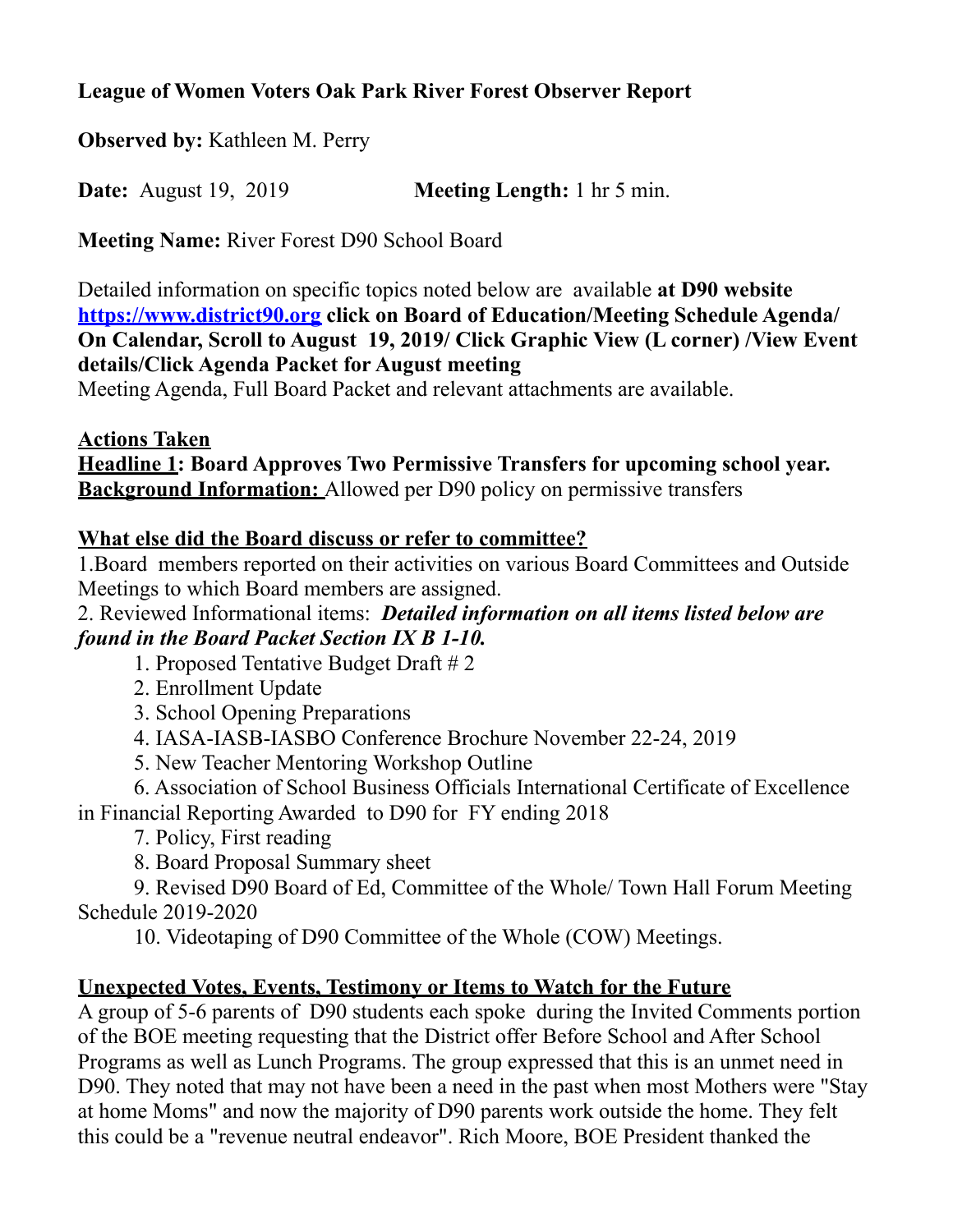**League of Women Voters Oak Park River Forest Observer Report**

**Observed by:** Kathleen M. Perry

**Date:** August 19, 2019 **Meeting Length:** 1 hr 5 min.

**Meeting Name:** River Forest D90 School Board

Detailed information on specific topics noted below are available **at D90 website [https://www.district90.org](https://www.district90.org) click on Board of Education/Meeting Schedule Agenda/ On Calendar, Scroll to August 19, 2019/ Click Graphic View (L corner) /View Event details/Click Agenda Packet for August meeting**
Meeting Agenda, Full Board Packet and relevant attachments are available.

**Actions Taken**

**Headline 1: Board Approves Two Permissive Transfers for upcoming school year.**
**Background Information:** Allowed per D90 policy on permissive transfers

**What else did the Board discuss or refer to committee?**

1.Board members reported on their activities on various Board Committees and Outside Meetings to which Board members are assigned.

2. Reviewed Informational items: ***Detailed information on all items listed below are found in the Board Packet Section IX B 1-10.***

   1. Proposed Tentative Budget Draft # 2
   2. Enrollment Update
   3. School Opening Preparations
   4. IASA-IASB-IASBO Conference Brochure November 22-24, 2019
   5. New Teacher Mentoring Workshop Outline
   6. Association of School Business Officials International Certificate of Excellence in Financial Reporting Awarded to D90 for FY ending 2018
   7. Policy, First reading
   8. Board Proposal Summary sheet
   9. Revised D90 Board of Ed, Committee of the Whole/ Town Hall Forum Meeting Schedule 2019-2020
   10. Videotaping of D90 Committee of the Whole (COW) Meetings.

**Unexpected Votes, Events, Testimony or Items to Watch for the Future**

A group of 5-6 parents of D90 students each spoke during the Invited Comments portion of the BOE meeting requesting that the District offer Before School and After School Programs as well as Lunch Programs. The group expressed that this is an unmet need in D90. They noted that may not have been a need in the past when most Mothers were "Stay at home Moms" and now the majority of D90 parents work outside the home. They felt this could be a "revenue neutral endeavor". Rich Moore, BOE President thanked the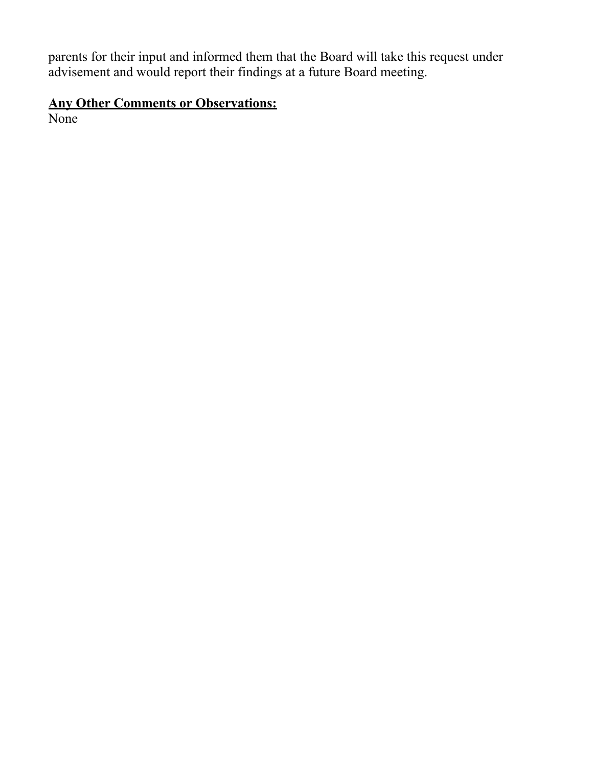parents for their input and informed them that the Board will take this request under advisement and would report their findings at a future Board meeting.

**Any Other Comments or Observations:**

None